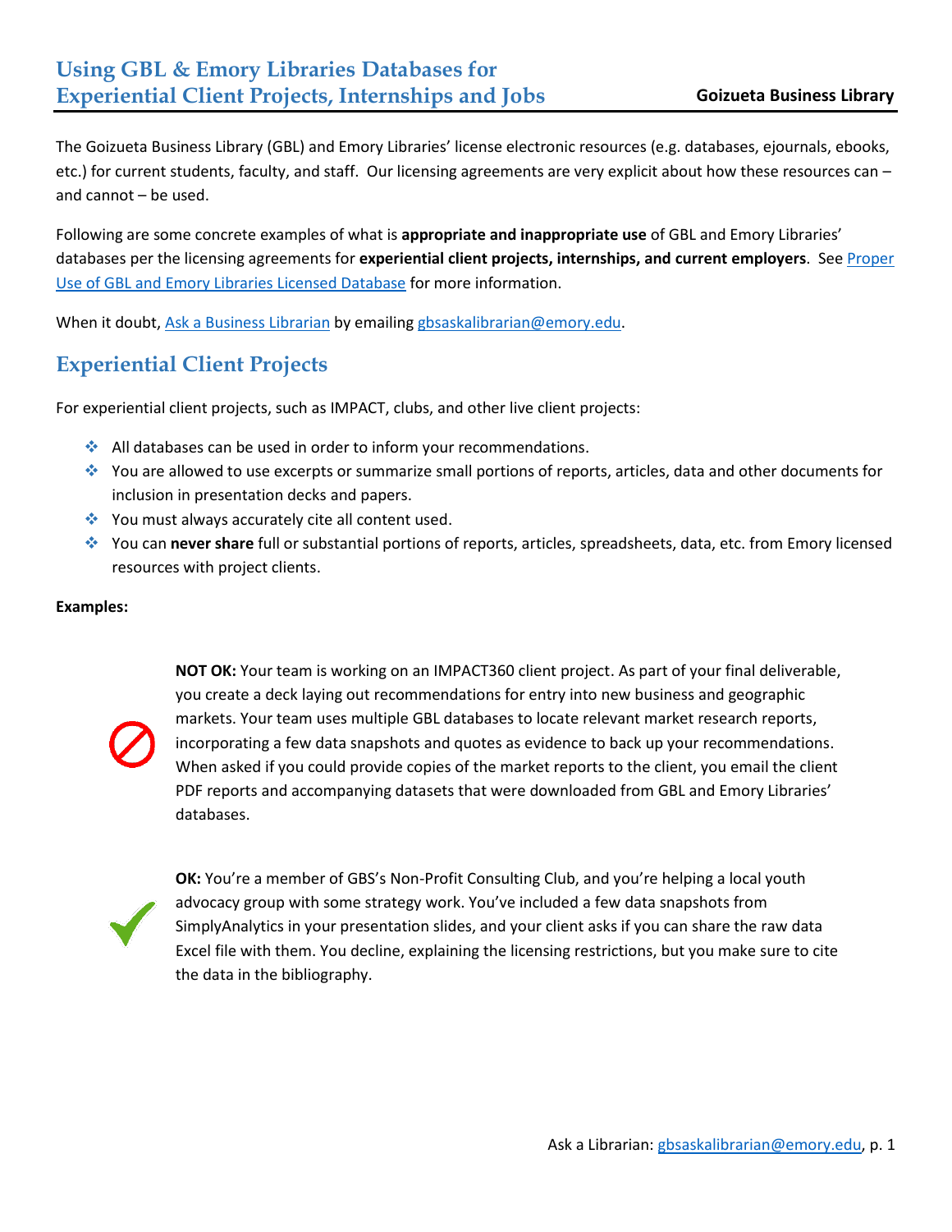# Using GBL & Emory Libraries Databases for Experiential Client Projects, Internships and Jobs

**Goizueta Business Library**

The Goizueta Business Library (GBL) and Emory Libraries' license electronic resources (e.g. databases, ejournals, ebooks, etc.) for current students, faculty, and staff. Our licensing agreements are very explicit about how these resources can – and cannot – be used.

Following are some concrete examples of what is **appropriate and inappropriate use** of GBL and Emory Libraries' databases per the licensing agreements for **experiential client projects, internships, and current employers**. See Proper Use of GBL and Emory Libraries Licensed Database for more information.

When it doubt, Ask a Business Librarian by emailing gbsaskalibrarian@emory.edu.

## Experiential Client Projects

For experiential client projects, such as IMPACT, clubs, and other live client projects:

- All databases can be used in order to inform your recommendations.
- You are allowed to use excerpts or summarize small portions of reports, articles, data and other documents for inclusion in presentation decks and papers.
- You must always accurately cite all content used.
- You can **never share** full or substantial portions of reports, articles, spreadsheets, data, etc. from Emory licensed resources with project clients.

**Examples:**

**NOT OK:** Your team is working on an IMPACT360 client project. As part of your final deliverable, you create a deck laying out recommendations for entry into new business and geographic markets. Your team uses multiple GBL databases to locate relevant market research reports, incorporating a few data snapshots and quotes as evidence to back up your recommendations. When asked if you could provide copies of the market reports to the client, you email the client PDF reports and accompanying datasets that were downloaded from GBL and Emory Libraries' databases.

**OK:** You're a member of GBS's Non-Profit Consulting Club, and you're helping a local youth advocacy group with some strategy work. You've included a few data snapshots from SimplyAnalytics in your presentation slides, and your client asks if you can share the raw data Excel file with them. You decline, explaining the licensing restrictions, but you make sure to cite the data in the bibliography.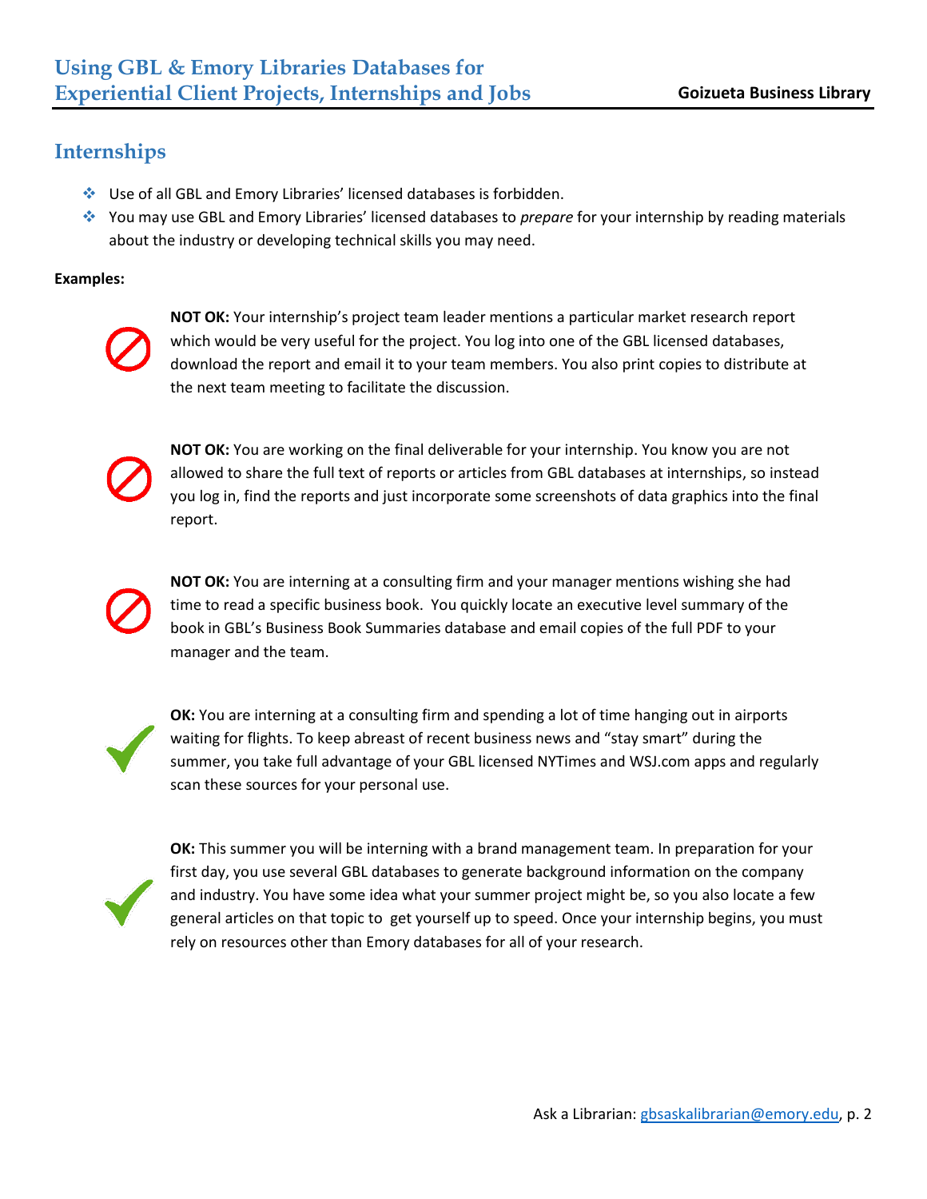## Internships

- Use of all GBL and Emory Libraries' licensed databases is forbidden.
- You may use GBL and Emory Libraries' licensed databases to *prepare* for your internship by reading materials about the industry or developing technical skills you may need.

**Examples:**

**NOT OK:** Your internship's project team leader mentions a particular market research report which would be very useful for the project. You log into one of the GBL licensed databases, download the report and email it to your team members. You also print copies to distribute at the next team meeting to facilitate the discussion.

**NOT OK:** You are working on the final deliverable for your internship. You know you are not allowed to share the full text of reports or articles from GBL databases at internships, so instead you log in, find the reports and just incorporate some screenshots of data graphics into the final report.

**NOT OK:** You are interning at a consulting firm and your manager mentions wishing she had time to read a specific business book. You quickly locate an executive level summary of the book in GBL's Business Book Summaries database and email copies of the full PDF to your manager and the team.

**OK:** You are interning at a consulting firm and spending a lot of time hanging out in airports waiting for flights. To keep abreast of recent business news and "stay smart" during the summer, you take full advantage of your GBL licensed NYTimes and WSJ.com apps and regularly scan these sources for your personal use.

**OK:** This summer you will be interning with a brand management team. In preparation for your first day, you use several GBL databases to generate background information on the company and industry. You have some idea what your summer project might be, so you also locate a few general articles on that topic to get yourself up to speed. Once your internship begins, you must rely on resources other than Emory databases for all of your research.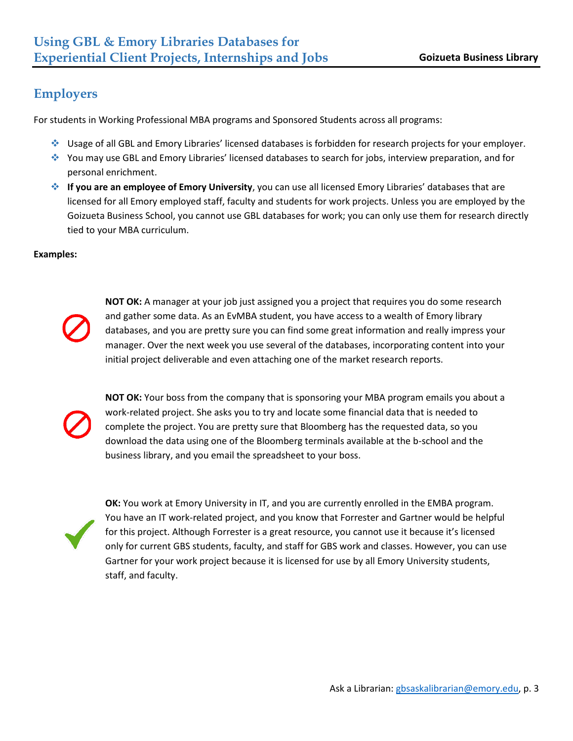## Employers

For students in Working Professional MBA programs and Sponsored Students across all programs:

- Usage of all GBL and Emory Libraries' licensed databases is forbidden for research projects for your employer.
- You may use GBL and Emory Libraries' licensed databases to search for jobs, interview preparation, and for personal enrichment.
- **If you are an employee of Emory University**, you can use all licensed Emory Libraries' databases that are licensed for all Emory employed staff, faculty and students for work projects. Unless you are employed by the Goizueta Business School, you cannot use GBL databases for work; you can only use them for research directly tied to your MBA curriculum.

**Examples:**

**NOT OK:** A manager at your job just assigned you a project that requires you do some research and gather some data. As an EvMBA student, you have access to a wealth of Emory library databases, and you are pretty sure you can find some great information and really impress your manager. Over the next week you use several of the databases, incorporating content into your initial project deliverable and even attaching one of the market research reports.

**NOT OK:** Your boss from the company that is sponsoring your MBA program emails you about a work-related project. She asks you to try and locate some financial data that is needed to complete the project. You are pretty sure that Bloomberg has the requested data, so you download the data using one of the Bloomberg terminals available at the b-school and the business library, and you email the spreadsheet to your boss.

**OK:** You work at Emory University in IT, and you are currently enrolled in the EMBA program. You have an IT work-related project, and you know that Forrester and Gartner would be helpful for this project. Although Forrester is a great resource, you cannot use it because it's licensed only for current GBS students, faculty, and staff for GBS work and classes. However, you can use Gartner for your work project because it is licensed for use by all Emory University students, staff, and faculty.